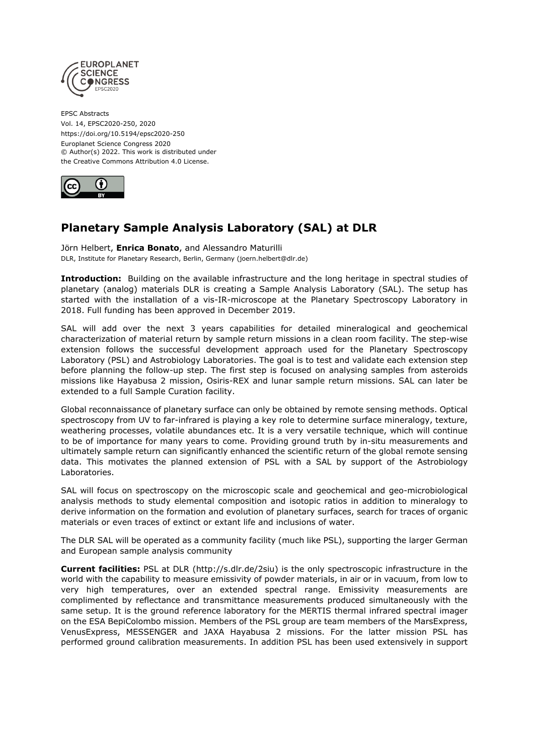EPSC Abstracts
Vol. 14, EPSC2020-250, 2020
https://doi.org/10.5194/epsc2020-250
Europlanet Science Congress 2020
© Author(s) 2022. This work is distributed under
the Creative Commons Attribution 4.0 License.

# Planetary Sample Analysis Laboratory (SAL) at DLR

Jörn Helbert, **Enrica Bonato**, and Alessandro Maturilli
DLR, Institute for Planetary Research, Berlin, Germany (joern.helbert@dlr.de)

**Introduction:** Building on the available infrastructure and the long heritage in spectral studies of planetary (analog) materials DLR is creating a Sample Analysis Laboratory (SAL). The setup has started with the installation of a vis-IR-microscope at the Planetary Spectroscopy Laboratory in 2018. Full funding has been approved in December 2019.

SAL will add over the next 3 years capabilities for detailed mineralogical and geochemical characterization of material return by sample return missions in a clean room facility. The step-wise extension follows the successful development approach used for the Planetary Spectroscopy Laboratory (PSL) and Astrobiology Laboratories. The goal is to test and validate each extension step before planning the follow-up step. The first step is focused on analysing samples from asteroids missions like Hayabusa 2 mission, Osiris-REX and lunar sample return missions. SAL can later be extended to a full Sample Curation facility.

Global reconnaissance of planetary surface can only be obtained by remote sensing methods. Optical spectroscopy from UV to far-infrared is playing a key role to determine surface mineralogy, texture, weathering processes, volatile abundances etc. It is a very versatile technique, which will continue to be of importance for many years to come. Providing ground truth by in-situ measurements and ultimately sample return can significantly enhanced the scientific return of the global remote sensing data. This motivates the planned extension of PSL with a SAL by support of the Astrobiology Laboratories.

SAL will focus on spectroscopy on the microscopic scale and geochemical and geo-microbiological analysis methods to study elemental composition and isotopic ratios in addition to mineralogy to derive information on the formation and evolution of planetary surfaces, search for traces of organic materials or even traces of extinct or extant life and inclusions of water.

The DLR SAL will be operated as a community facility (much like PSL), supporting the larger German and European sample analysis community

**Current facilities:** PSL at DLR (http://s.dlr.de/2siu) is the only spectroscopic infrastructure in the world with the capability to measure emissivity of powder materials, in air or in vacuum, from low to very high temperatures, over an extended spectral range. Emissivity measurements are complimented by reflectance and transmittance measurements produced simultaneously with the same setup. It is the ground reference laboratory for the MERTIS thermal infrared spectral imager on the ESA BepiColombo mission. Members of the PSL group are team members of the MarsExpress, VenusExpress, MESSENGER and JAXA Hayabusa 2 missions. For the latter mission PSL has performed ground calibration measurements. In addition PSL has been used extensively in support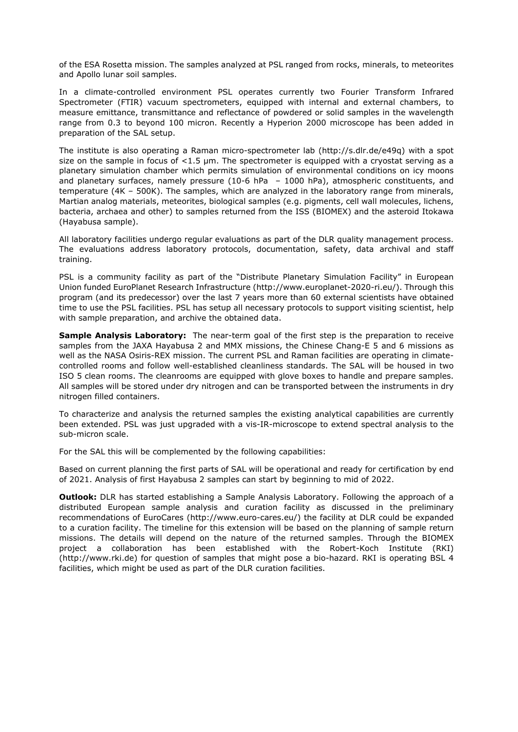of the ESA Rosetta mission. The samples analyzed at PSL ranged from rocks, minerals, to meteorites and Apollo lunar soil samples.

In a climate-controlled environment PSL operates currently two Fourier Transform Infrared Spectrometer (FTIR) vacuum spectrometers, equipped with internal and external chambers, to measure emittance, transmittance and reflectance of powdered or solid samples in the wavelength range from 0.3 to beyond 100 micron. Recently a Hyperion 2000 microscope has been added in preparation of the SAL setup.

The institute is also operating a Raman micro-spectrometer lab (http://s.dlr.de/e49q) with a spot size on the sample in focus of <1.5 µm. The spectrometer is equipped with a cryostat serving as a planetary simulation chamber which permits simulation of environmental conditions on icy moons and planetary surfaces, namely pressure (10-6 hPa – 1000 hPa), atmospheric constituents, and temperature (4K – 500K). The samples, which are analyzed in the laboratory range from minerals, Martian analog materials, meteorites, biological samples (e.g. pigments, cell wall molecules, lichens, bacteria, archaea and other) to samples returned from the ISS (BIOMEX) and the asteroid Itokawa (Hayabusa sample).

All laboratory facilities undergo regular evaluations as part of the DLR quality management process. The evaluations address laboratory protocols, documentation, safety, data archival and staff training.

PSL is a community facility as part of the "Distribute Planetary Simulation Facility" in European Union funded EuroPlanet Research Infrastructure (http://www.europlanet-2020-ri.eu/). Through this program (and its predecessor) over the last 7 years more than 60 external scientists have obtained time to use the PSL facilities. PSL has setup all necessary protocols to support visiting scientist, help with sample preparation, and archive the obtained data.

**Sample Analysis Laboratory:** The near-term goal of the first step is the preparation to receive samples from the JAXA Hayabusa 2 and MMX missions, the Chinese Chang-E 5 and 6 missions as well as the NASA Osiris-REX mission. The current PSL and Raman facilities are operating in climate-controlled rooms and follow well-established cleanliness standards. The SAL will be housed in two ISO 5 clean rooms. The cleanrooms are equipped with glove boxes to handle and prepare samples. All samples will be stored under dry nitrogen and can be transported between the instruments in dry nitrogen filled containers.

To characterize and analysis the returned samples the existing analytical capabilities are currently been extended. PSL was just upgraded with a vis-IR-microscope to extend spectral analysis to the sub-micron scale.

For the SAL this will be complemented by the following capabilities:

Based on current planning the first parts of SAL will be operational and ready for certification by end of 2021. Analysis of first Hayabusa 2 samples can start by beginning to mid of 2022.

**Outlook:** DLR has started establishing a Sample Analysis Laboratory. Following the approach of a distributed European sample analysis and curation facility as discussed in the preliminary recommendations of EuroCares (http://www.euro-cares.eu/) the facility at DLR could be expanded to a curation facility. The timeline for this extension will be based on the planning of sample return missions. The details will depend on the nature of the returned samples. Through the BIOMEX project a collaboration has been established with the Robert-Koch Institute (RKI) (http://www.rki.de) for question of samples that might pose a bio-hazard. RKI is operating BSL 4 facilities, which might be used as part of the DLR curation facilities.